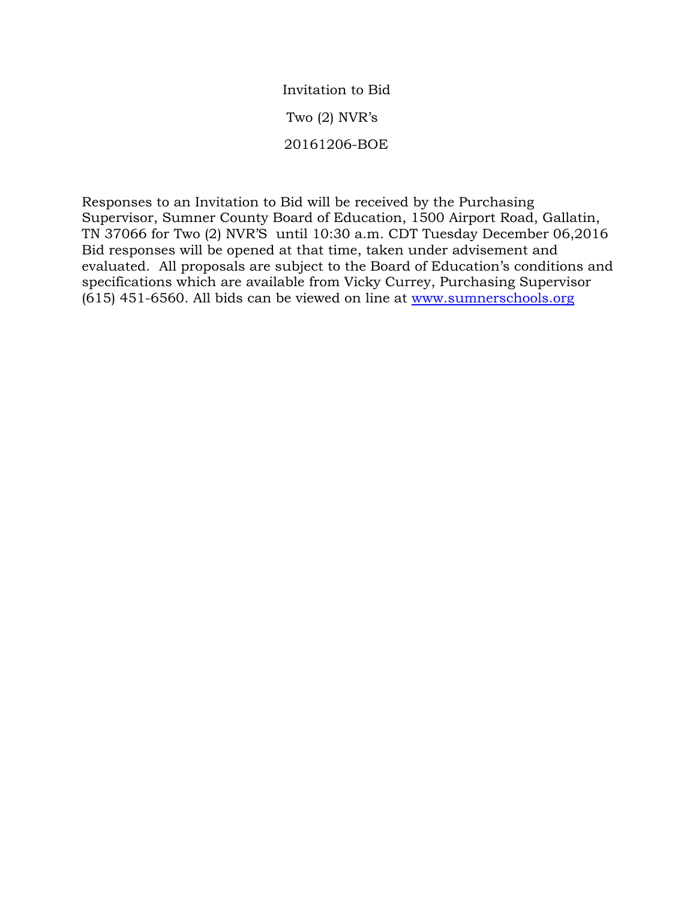# Invitation to Bid

## Two (2) NVR's

## 20161206-BOE

Responses to an Invitation to Bid will be received by the Purchasing Supervisor, Sumner County Board of Education, 1500 Airport Road, Gallatin, TN 37066 for Two (2) NVR'S until 10:30 a.m. CDT Tuesday December 06,2016 Bid responses will be opened at that time, taken under advisement and evaluated. All proposals are subject to the Board of Education's conditions and specifications which are available from Vicky Currey, Purchasing Supervisor (615) 451-6560. All bids can be viewed on line at [www.sumnerschools.org](http://www.sumnerschools.org)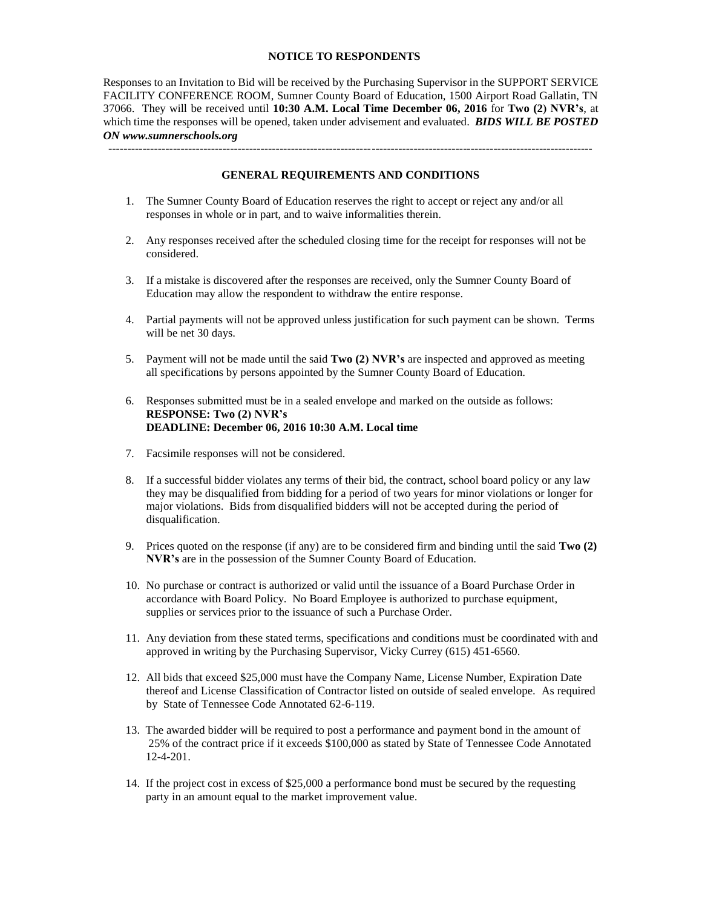**NOTICE TO RESPONDENTS**

Responses to an Invitation to Bid will be received by the Purchasing Supervisor in the SUPPORT SERVICE FACILITY CONFERENCE ROOM, Sumner County Board of Education, 1500 Airport Road Gallatin, TN 37066. They will be received until **10:30 A.M. Local Time December 06, 2016** for **Two (2) NVR's**, at which time the responses will be opened, taken under advisement and evaluated. ***BIDS WILL BE POSTED ON www.sumnerschools.org***

---

**GENERAL REQUIREMENTS AND CONDITIONS**

1. The Sumner County Board of Education reserves the right to accept or reject any and/or all responses in whole or in part, and to waive informalities therein.

2. Any responses received after the scheduled closing time for the receipt for responses will not be considered.

3. If a mistake is discovered after the responses are received, only the Sumner County Board of Education may allow the respondent to withdraw the entire response.

4. Partial payments will not be approved unless justification for such payment can be shown. Terms will be net 30 days.

5. Payment will not be made until the said **Two (2) NVR's** are inspected and approved as meeting all specifications by persons appointed by the Sumner County Board of Education.

6. Responses submitted must be in a sealed envelope and marked on the outside as follows:
   **RESPONSE: Two (2) NVR's**
   **DEADLINE: December 06, 2016 10:30 A.M. Local time**

7. Facsimile responses will not be considered.

8. If a successful bidder violates any terms of their bid, the contract, school board policy or any law they may be disqualified from bidding for a period of two years for minor violations or longer for major violations. Bids from disqualified bidders will not be accepted during the period of disqualification.

9. Prices quoted on the response (if any) are to be considered firm and binding until the said **Two (2) NVR's** are in the possession of the Sumner County Board of Education.

10. No purchase or contract is authorized or valid until the issuance of a Board Purchase Order in accordance with Board Policy. No Board Employee is authorized to purchase equipment, supplies or services prior to the issuance of such a Purchase Order.

11. Any deviation from these stated terms, specifications and conditions must be coordinated with and approved in writing by the Purchasing Supervisor, Vicky Currey (615) 451-6560.

12. All bids that exceed $25,000 must have the Company Name, License Number, Expiration Date thereof and License Classification of Contractor listed on outside of sealed envelope. As required by State of Tennessee Code Annotated 62-6-119.

13. The awarded bidder will be required to post a performance and payment bond in the amount of 25% of the contract price if it exceeds $100,000 as stated by State of Tennessee Code Annotated 12-4-201.

14. If the project cost in excess of $25,000 a performance bond must be secured by the requesting party in an amount equal to the market improvement value.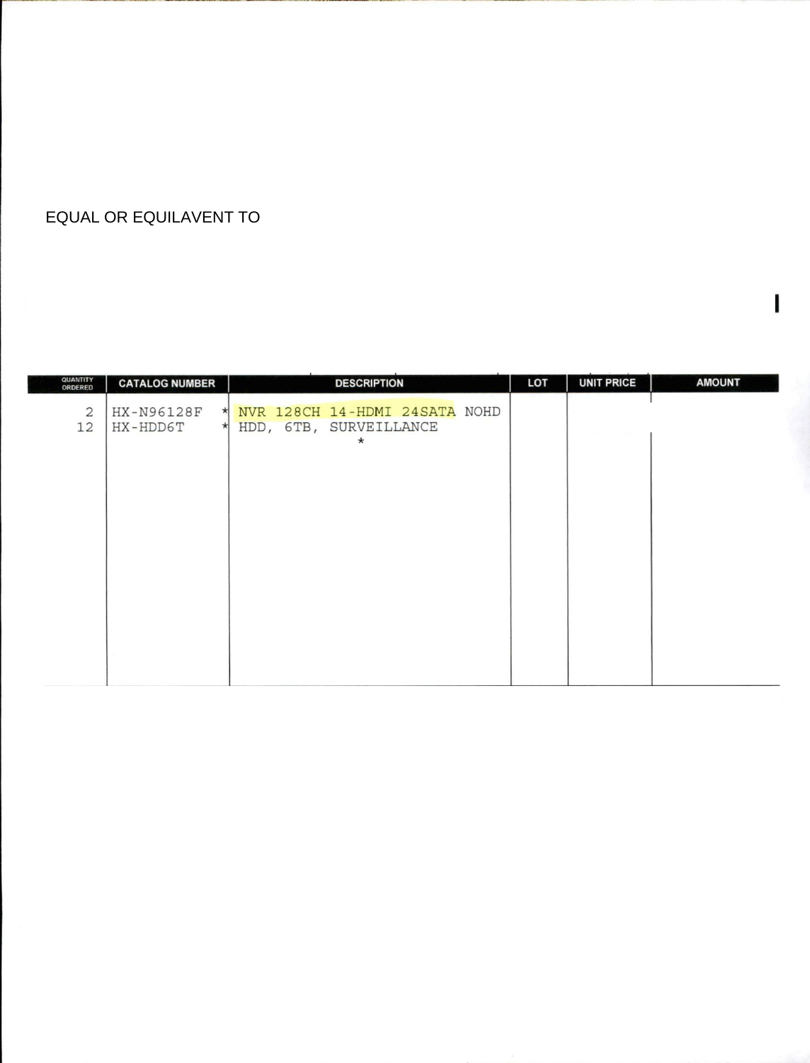EQUAL OR EQUILAVENT TO

| QUANTITY ORDERED | CATALOG NUMBER | DESCRIPTION | LOT | UNIT PRICE | AMOUNT |
|---|---|---|---|---|---|
| 2 | HX-N96128F * | NVR 128CH 14-HDMI 24SATA NOHD | | | |
| 12 | HX-HDD6T * | HDD, 6TB, SURVEILLANCE | | | |
| | | * | | | |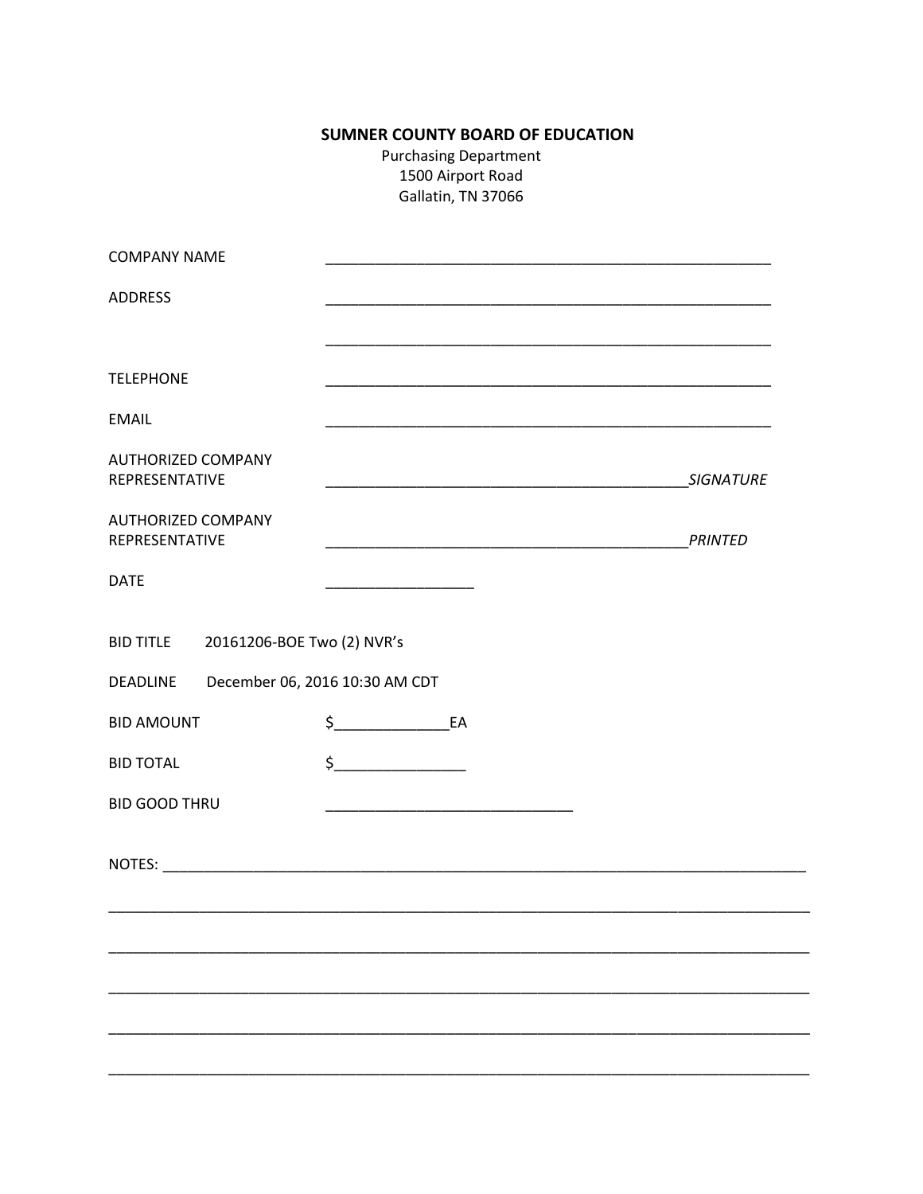**SUMNER COUNTY BOARD OF EDUCATION**

Purchasing Department
1500 Airport Road
Gallatin, TN 37066

COMPANY NAME _______________________________________________________

ADDRESS _______________________________________________________

_______________________________________________________

TELEPHONE _______________________________________________________

EMAIL _______________________________________________________

AUTHORIZED COMPANY REPRESENTATIVE ____________________________________________*SIGNATURE*

AUTHORIZED COMPANY REPRESENTATIVE ____________________________________________*PRINTED*

DATE __________________

BID TITLE 20161206-BOE Two (2) NVR's

DEADLINE December 06, 2016 10:30 AM CDT

BID AMOUNT $______________EA

BID TOTAL $________________

BID GOOD THRU ______________________________

NOTES: ______________________________________________________________________________

______________________________________________________________________________________

______________________________________________________________________________________

______________________________________________________________________________________

______________________________________________________________________________________

______________________________________________________________________________________